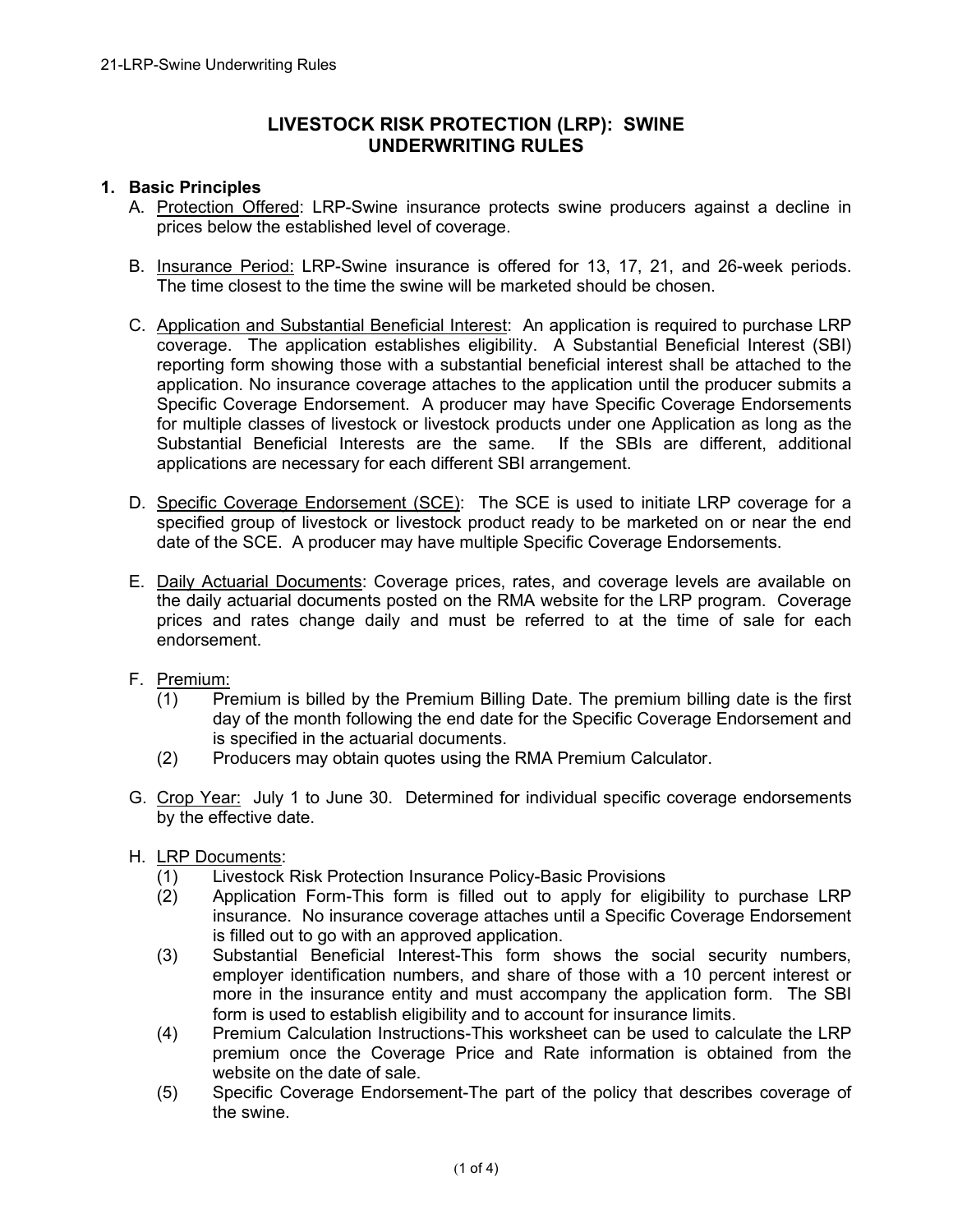# LIVESTOCK RISK PROTECTION (LRP): SWINE UNDERWRITING RULES

## 1. Basic Principles

A. Protection Offered: LRP-Swine insurance protects swine producers against a decline in prices below the established level of coverage.

B. Insurance Period: LRP-Swine insurance is offered for 13, 17, 21, and 26-week periods. The time closest to the time the swine will be marketed should be chosen.

C. Application and Substantial Beneficial Interest: An application is required to purchase LRP coverage. The application establishes eligibility. A Substantial Beneficial Interest (SBI) reporting form showing those with a substantial beneficial interest shall be attached to the application. No insurance coverage attaches to the application until the producer submits a Specific Coverage Endorsement. A producer may have Specific Coverage Endorsements for multiple classes of livestock or livestock products under one Application as long as the Substantial Beneficial Interests are the same. If the SBIs are different, additional applications are necessary for each different SBI arrangement.

D. Specific Coverage Endorsement (SCE): The SCE is used to initiate LRP coverage for a specified group of livestock or livestock product ready to be marketed on or near the end date of the SCE. A producer may have multiple Specific Coverage Endorsements.

E. Daily Actuarial Documents: Coverage prices, rates, and coverage levels are available on the daily actuarial documents posted on the RMA website for the LRP program. Coverage prices and rates change daily and must be referred to at the time of sale for each endorsement.

F. Premium:
   (1) Premium is billed by the Premium Billing Date. The premium billing date is the first day of the month following the end date for the Specific Coverage Endorsement and is specified in the actuarial documents.
   (2) Producers may obtain quotes using the RMA Premium Calculator.

G. Crop Year: July 1 to June 30. Determined for individual specific coverage endorsements by the effective date.

H. LRP Documents:
   (1) Livestock Risk Protection Insurance Policy-Basic Provisions
   (2) Application Form-This form is filled out to apply for eligibility to purchase LRP insurance. No insurance coverage attaches until a Specific Coverage Endorsement is filled out to go with an approved application.
   (3) Substantial Beneficial Interest-This form shows the social security numbers, employer identification numbers, and share of those with a 10 percent interest or more in the insurance entity and must accompany the application form. The SBI form is used to establish eligibility and to account for insurance limits.
   (4) Premium Calculation Instructions-This worksheet can be used to calculate the LRP premium once the Coverage Price and Rate information is obtained from the website on the date of sale.
   (5) Specific Coverage Endorsement-The part of the policy that describes coverage of the swine.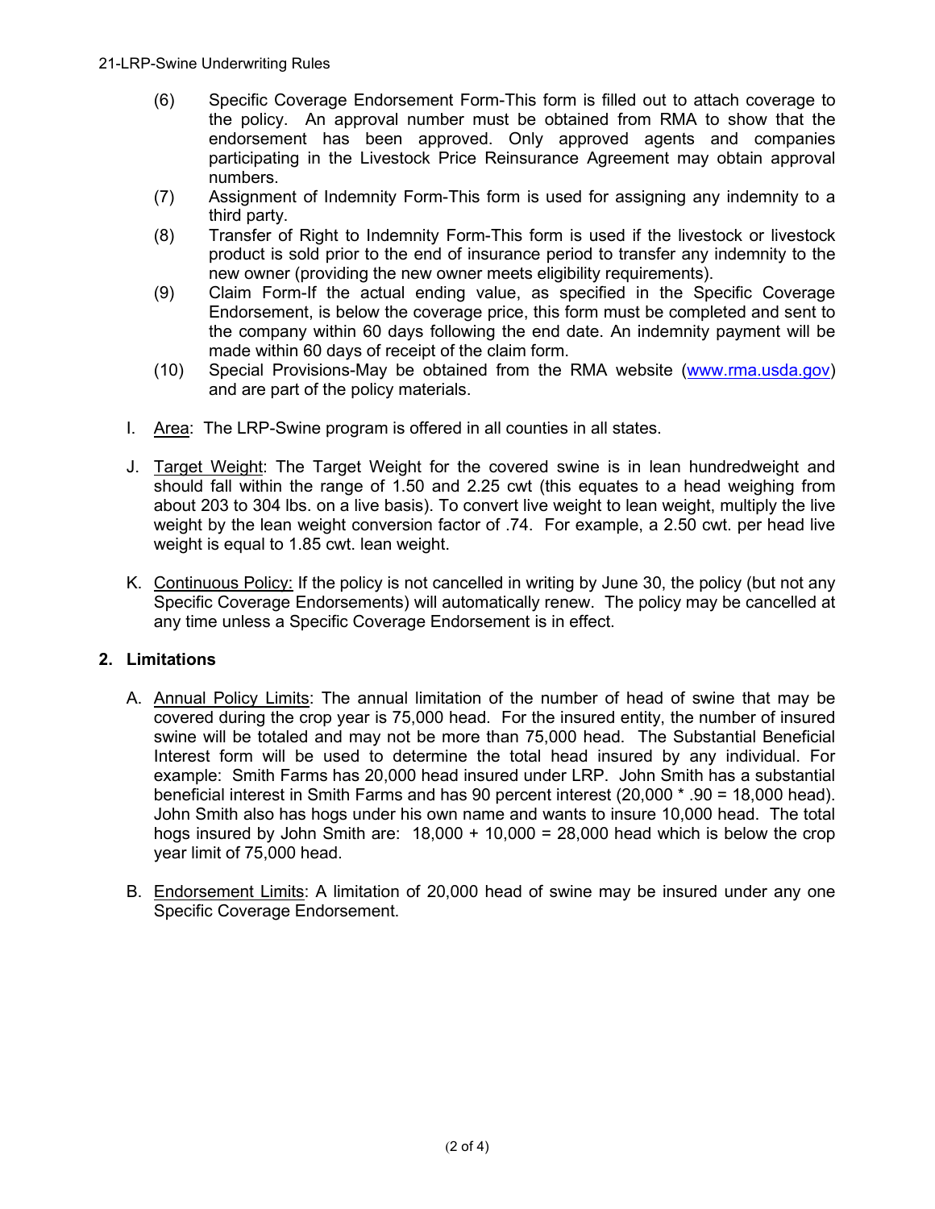(6) Specific Coverage Endorsement Form-This form is filled out to attach coverage to the policy. An approval number must be obtained from RMA to show that the endorsement has been approved. Only approved agents and companies participating in the Livestock Price Reinsurance Agreement may obtain approval numbers.

(7) Assignment of Indemnity Form-This form is used for assigning any indemnity to a third party.

(8) Transfer of Right to Indemnity Form-This form is used if the livestock or livestock product is sold prior to the end of insurance period to transfer any indemnity to the new owner (providing the new owner meets eligibility requirements).

(9) Claim Form-If the actual ending value, as specified in the Specific Coverage Endorsement, is below the coverage price, this form must be completed and sent to the company within 60 days following the end date. An indemnity payment will be made within 60 days of receipt of the claim form.

(10) Special Provisions-May be obtained from the RMA website (www.rma.usda.gov) and are part of the policy materials.

I. Area: The LRP-Swine program is offered in all counties in all states.

J. Target Weight: The Target Weight for the covered swine is in lean hundredweight and should fall within the range of 1.50 and 2.25 cwt (this equates to a head weighing from about 203 to 304 lbs. on a live basis). To convert live weight to lean weight, multiply the live weight by the lean weight conversion factor of .74. For example, a 2.50 cwt. per head live weight is equal to 1.85 cwt. lean weight.

K. Continuous Policy: If the policy is not cancelled in writing by June 30, the policy (but not any Specific Coverage Endorsements) will automatically renew. The policy may be cancelled at any time unless a Specific Coverage Endorsement is in effect.

## 2. Limitations

A. Annual Policy Limits: The annual limitation of the number of head of swine that may be covered during the crop year is 75,000 head. For the insured entity, the number of insured swine will be totaled and may not be more than 75,000 head. The Substantial Beneficial Interest form will be used to determine the total head insured by any individual. For example: Smith Farms has 20,000 head insured under LRP. John Smith has a substantial beneficial interest in Smith Farms and has 90 percent interest (20,000 * .90 = 18,000 head). John Smith also has hogs under his own name and wants to insure 10,000 head. The total hogs insured by John Smith are: 18,000 + 10,000 = 28,000 head which is below the crop year limit of 75,000 head.

B. Endorsement Limits: A limitation of 20,000 head of swine may be insured under any one Specific Coverage Endorsement.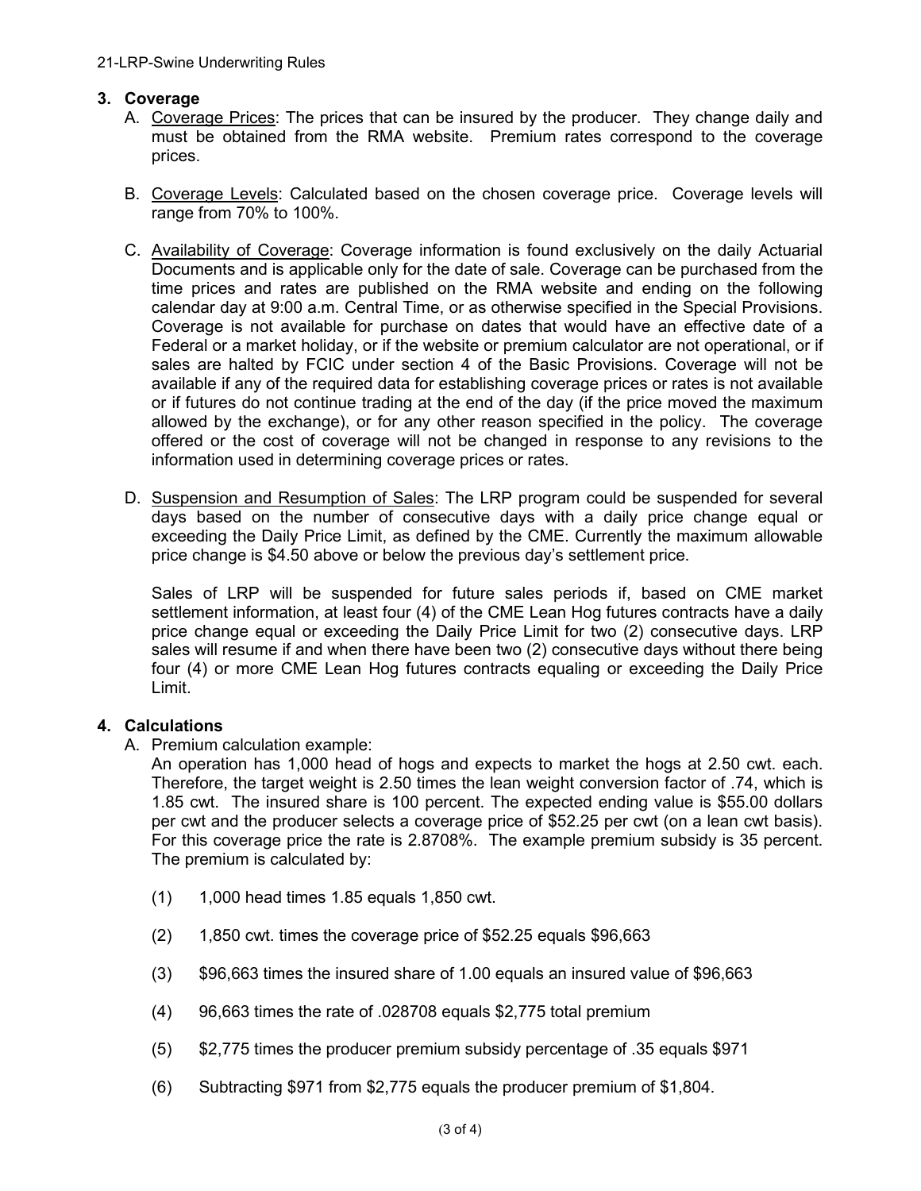## 3. Coverage

A. Coverage Prices: The prices that can be insured by the producer. They change daily and must be obtained from the RMA website. Premium rates correspond to the coverage prices.

B. Coverage Levels: Calculated based on the chosen coverage price. Coverage levels will range from 70% to 100%.

C. Availability of Coverage: Coverage information is found exclusively on the daily Actuarial Documents and is applicable only for the date of sale. Coverage can be purchased from the time prices and rates are published on the RMA website and ending on the following calendar day at 9:00 a.m. Central Time, or as otherwise specified in the Special Provisions. Coverage is not available for purchase on dates that would have an effective date of a Federal or a market holiday, or if the website or premium calculator are not operational, or if sales are halted by FCIC under section 4 of the Basic Provisions. Coverage will not be available if any of the required data for establishing coverage prices or rates is not available or if futures do not continue trading at the end of the day (if the price moved the maximum allowed by the exchange), or for any other reason specified in the policy. The coverage offered or the cost of coverage will not be changed in response to any revisions to the information used in determining coverage prices or rates.

D. Suspension and Resumption of Sales: The LRP program could be suspended for several days based on the number of consecutive days with a daily price change equal or exceeding the Daily Price Limit, as defined by the CME. Currently the maximum allowable price change is $4.50 above or below the previous day's settlement price.

Sales of LRP will be suspended for future sales periods if, based on CME market settlement information, at least four (4) of the CME Lean Hog futures contracts have a daily price change equal or exceeding the Daily Price Limit for two (2) consecutive days. LRP sales will resume if and when there have been two (2) consecutive days without there being four (4) or more CME Lean Hog futures contracts equaling or exceeding the Daily Price Limit.

## 4. Calculations

A. Premium calculation example:

An operation has 1,000 head of hogs and expects to market the hogs at 2.50 cwt. each. Therefore, the target weight is 2.50 times the lean weight conversion factor of .74, which is 1.85 cwt. The insured share is 100 percent. The expected ending value is $55.00 dollars per cwt and the producer selects a coverage price of $52.25 per cwt (on a lean cwt basis). For this coverage price the rate is 2.8708%. The example premium subsidy is 35 percent. The premium is calculated by:

(1) 1,000 head times 1.85 equals 1,850 cwt.

(2) 1,850 cwt. times the coverage price of $52.25 equals $96,663

(3) $96,663 times the insured share of 1.00 equals an insured value of $96,663

(4) 96,663 times the rate of .028708 equals $2,775 total premium

(5) $2,775 times the producer premium subsidy percentage of .35 equals $971

(6) Subtracting $971 from $2,775 equals the producer premium of $1,804.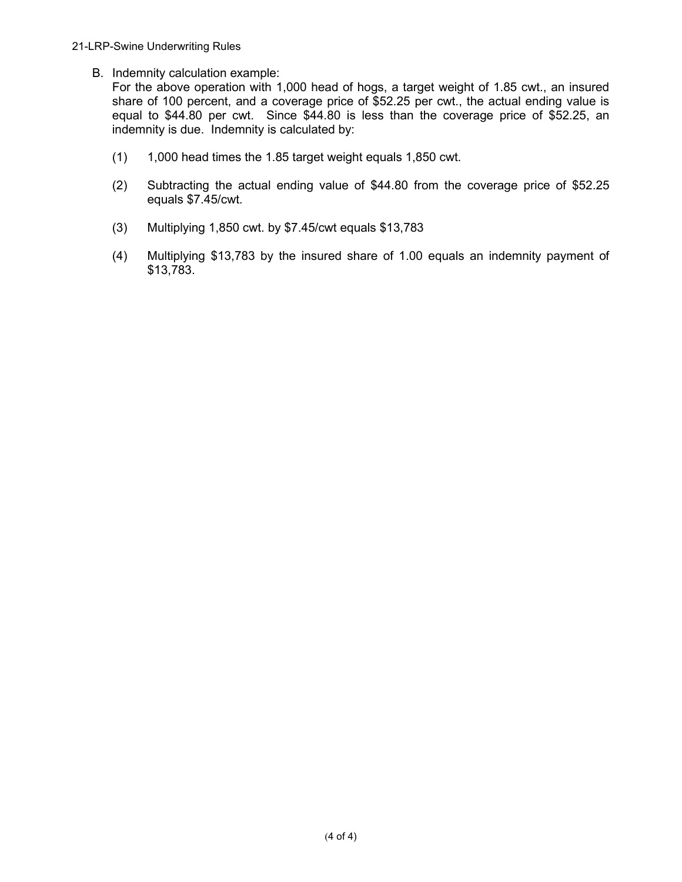B. Indemnity calculation example:
For the above operation with 1,000 head of hogs, a target weight of 1.85 cwt., an insured share of 100 percent, and a coverage price of $52.25 per cwt., the actual ending value is equal to $44.80 per cwt. Since $44.80 is less than the coverage price of $52.25, an indemnity is due. Indemnity is calculated by:

(1) 1,000 head times the 1.85 target weight equals 1,850 cwt.

(2) Subtracting the actual ending value of $44.80 from the coverage price of $52.25 equals $7.45/cwt.

(3) Multiplying 1,850 cwt. by $7.45/cwt equals $13,783

(4) Multiplying $13,783 by the insured share of 1.00 equals an indemnity payment of $13,783.